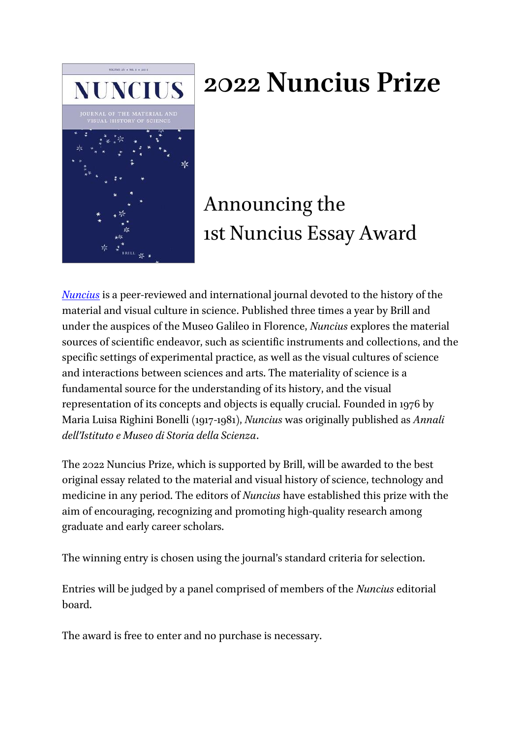# 2022 Nuncius Prize

## Announcing the 1st Nuncius Essay Award

*Nuncius* is a peer-reviewed and international journal devoted to the history of the material and visual culture in science. Published three times a year by Brill and under the auspices of the Museo Galileo in Florence, *Nuncius* explores the material sources of scientific endeavor, such as scientific instruments and collections, and the specific settings of experimental practice, as well as the visual cultures of science and interactions between sciences and arts. The materiality of science is a fundamental source for the understanding of its history, and the visual representation of its concepts and objects is equally crucial. Founded in 1976 by Maria Luisa Righini Bonelli (1917-1981), *Nuncius* was originally published as *Annali dell'Istituto e Museo di Storia della Scienza*.

The 2022 Nuncius Prize, which is supported by Brill, will be awarded to the best original essay related to the material and visual history of science, technology and medicine in any period. The editors of *Nuncius* have established this prize with the aim of encouraging, recognizing and promoting high-quality research among graduate and early career scholars.

The winning entry is chosen using the journal's standard criteria for selection.

Entries will be judged by a panel comprised of members of the *Nuncius* editorial board.

The award is free to enter and no purchase is necessary.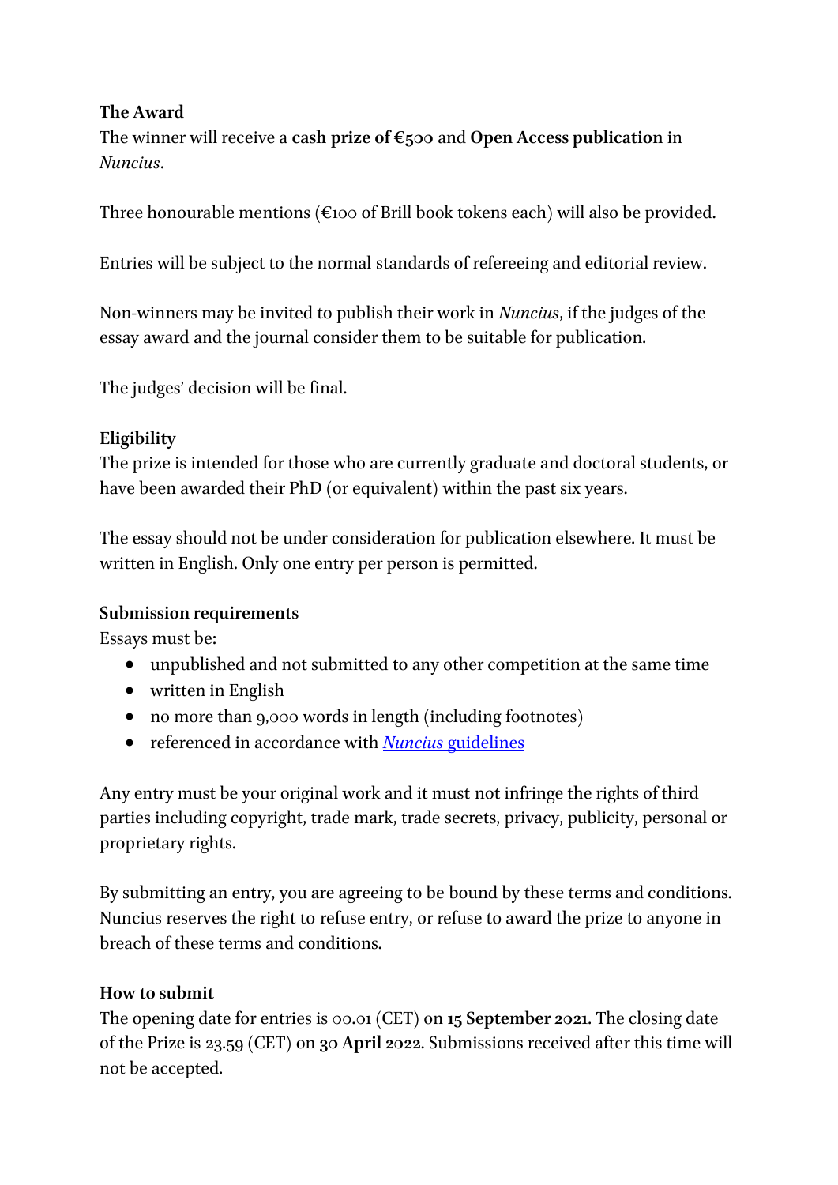**The Award**
The winner will receive a **cash prize of €500** and **Open Access publication** in *Nuncius*.

Three honourable mentions (€100 of Brill book tokens each) will also be provided.

Entries will be subject to the normal standards of refereeing and editorial review.

Non-winners may be invited to publish their work in *Nuncius*, if the judges of the essay award and the journal consider them to be suitable for publication.

The judges' decision will be final.

**Eligibility**
The prize is intended for those who are currently graduate and doctoral students, or have been awarded their PhD (or equivalent) within the past six years.

The essay should not be under consideration for publication elsewhere. It must be written in English. Only one entry per person is permitted.

**Submission requirements**
Essays must be:

- unpublished and not submitted to any other competition at the same time
- written in English
- no more than 9,000 words in length (including footnotes)
- referenced in accordance with [*Nuncius* guidelines]()

Any entry must be your original work and it must not infringe the rights of third parties including copyright, trade mark, trade secrets, privacy, publicity, personal or proprietary rights.

By submitting an entry, you are agreeing to be bound by these terms and conditions. Nuncius reserves the right to refuse entry, or refuse to award the prize to anyone in breach of these terms and conditions.

**How to submit**
The opening date for entries is 00.01 (CET) on **15 September 2021**. The closing date of the Prize is 23.59 (CET) on **30 April 2022**. Submissions received after this time will not be accepted.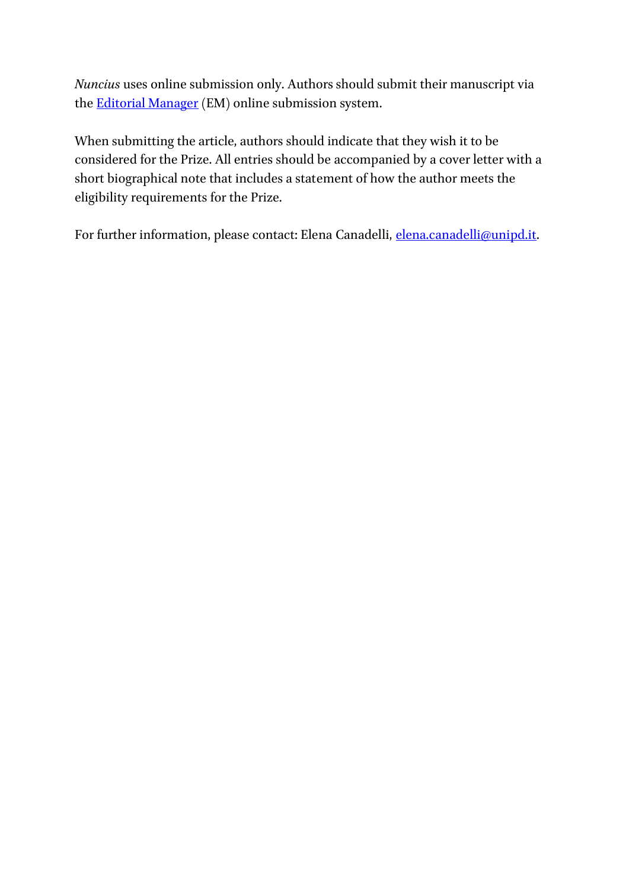*Nuncius* uses online submission only. Authors should submit their manuscript via the Editorial Manager (EM) online submission system.

When submitting the article, authors should indicate that they wish it to be considered for the Prize. All entries should be accompanied by a cover letter with a short biographical note that includes a statement of how the author meets the eligibility requirements for the Prize.

For further information, please contact: Elena Canadelli, elena.canadelli@unipd.it.